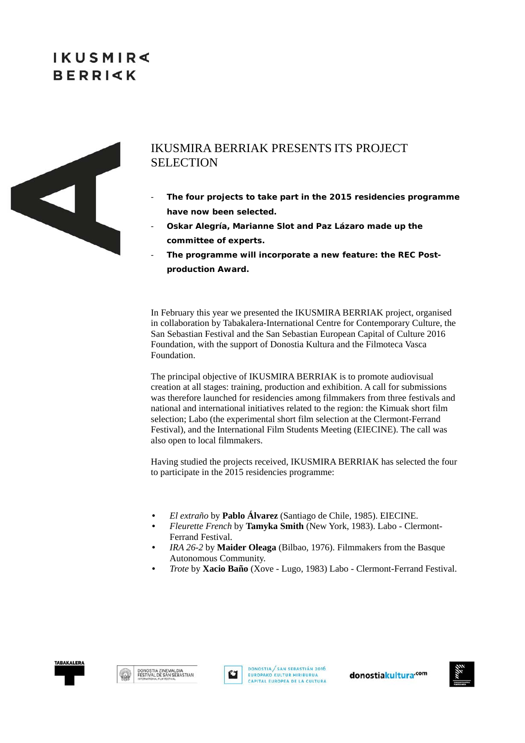# IKUSMIRA BERRIAK PRESENTS ITS PROJECT SELECTION

- **The four projects to take part in the 2015 residencies programme have now been selected.**
- **Oskar Alegría, Marianne Slot and Paz Lázaro made up the committee of experts.**
- **The programme will incorporate a new feature: the REC Post-production Award.**

In February this year we presented the IKUSMIRA BERRIAK project, organised in collaboration by Tabakalera-International Centre for Contemporary Culture, the San Sebastian Festival and the San Sebastian European Capital of Culture 2016 Foundation, with the support of Donostia Kultura and the Filmoteca Vasca Foundation.

The principal objective of IKUSMIRA BERRIAK is to promote audiovisual creation at all stages: training, production and exhibition. A call for submissions was therefore launched for residencies among filmmakers from three festivals and national and international initiatives related to the region: the Kimuak short film selection; Labo (the experimental short film selection at the Clermont-Ferrand Festival), and the International Film Students Meeting (EIECINE). The call was also open to local filmmakers.

Having studied the projects received, IKUSMIRA BERRIAK has selected the four to participate in the 2015 residencies programme:

- *El extraño* by **Pablo Álvarez** (Santiago de Chile, 1985). EIECINE.
- *Fleurette French* by **Tamyka Smith** (New York, 1983). Labo - Clermont-Ferrand Festival.
- *IRA 26-2* by **Maider Oleaga** (Bilbao, 1976). Filmmakers from the Basque Autonomous Community.
- *Trote* by **Xacio Baño** (Xove - Lugo, 1983) Labo - Clermont-Ferrand Festival.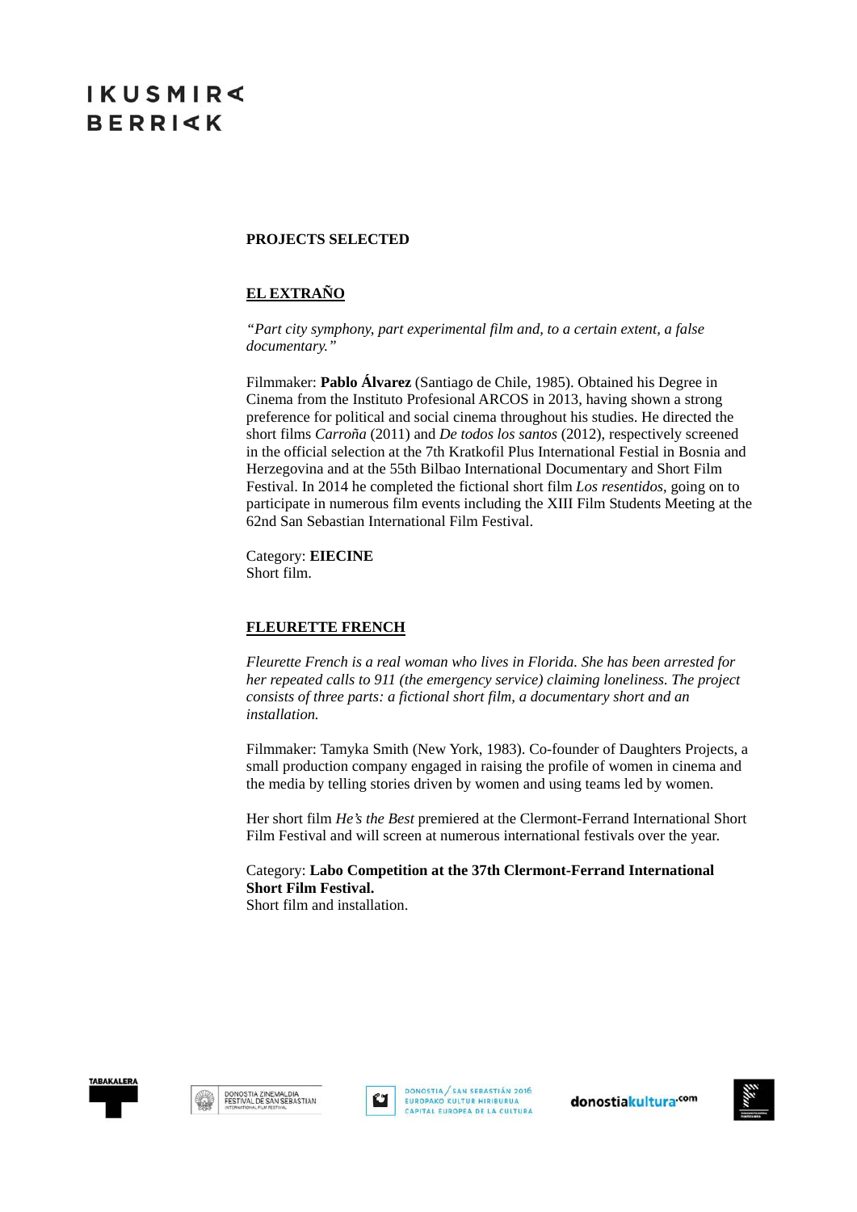**PROJECTS SELECTED**

## EL EXTRAÑO

*"Part city symphony, part experimental film and, to a certain extent, a false documentary."*

Filmmaker: **Pablo Álvarez** (Santiago de Chile, 1985). Obtained his Degree in Cinema from the Instituto Profesional ARCOS in 2013, having shown a strong preference for political and social cinema throughout his studies. He directed the short films *Carroña* (2011) and *De todos los santos* (2012), respectively screened in the official selection at the 7th Kratkofil Plus International Festial in Bosnia and Herzegovina and at the 55th Bilbao International Documentary and Short Film Festival. In 2014 he completed the fictional short film *Los resentidos,* going on to participate in numerous film events including the XIII Film Students Meeting at the 62nd San Sebastian International Film Festival.

Category: **EIECINE**
Short film.

## FLEURETTE FRENCH

*Fleurette French is a real woman who lives in Florida. She has been arrested for her repeated calls to 911 (the emergency service) claiming loneliness. The project consists of three parts: a fictional short film, a documentary short and an installation.*

Filmmaker: Tamyka Smith (New York, 1983). Co-founder of Daughters Projects, a small production company engaged in raising the profile of women in cinema and the media by telling stories driven by women and using teams led by women.

Her short film *He's the Best* premiered at the Clermont-Ferrand International Short Film Festival and will screen at numerous international festivals over the year.

Category: **Labo Competition at the 37th Clermont-Ferrand International Short Film Festival.**
Short film and installation.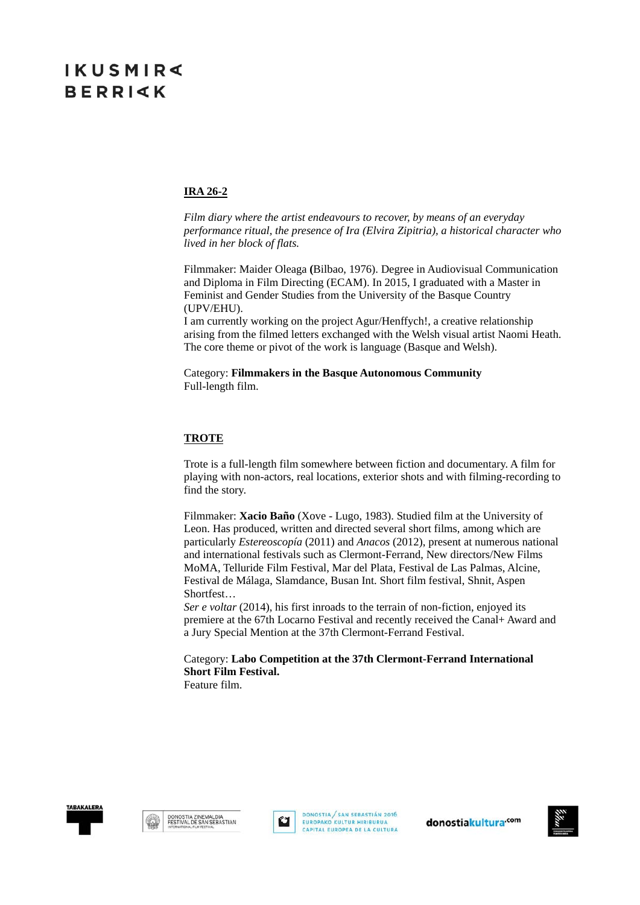## IRA 26-2

*Film diary where the artist endeavours to recover, by means of an everyday performance ritual, the presence of Ira (Elvira Zipitria), a historical character who lived in her block of flats.*

Filmmaker: Maider Oleaga **(**Bilbao, 1976). Degree in Audiovisual Communication and Diploma in Film Directing (ECAM). In 2015, I graduated with a Master in Feminist and Gender Studies from the University of the Basque Country (UPV/EHU).
I am currently working on the project Agur/Henffych!, a creative relationship arising from the filmed letters exchanged with the Welsh visual artist Naomi Heath. The core theme or pivot of the work is language (Basque and Welsh).

Category: **Filmmakers in the Basque Autonomous Community**
Full-length film.

## TROTE

Trote is a full-length film somewhere between fiction and documentary. A film for playing with non-actors, real locations, exterior shots and with filming-recording to find the story.

Filmmaker: **Xacio Baño** (Xove - Lugo, 1983). Studied film at the University of Leon. Has produced, written and directed several short films, among which are particularly *Estereoscopía* (2011) and *Anacos* (2012), present at numerous national and international festivals such as Clermont-Ferrand, New directors/New Films MoMA, Telluride Film Festival, Mar del Plata, Festival de Las Palmas, Alcine, Festival de Málaga, Slamdance, Busan Int. Short film festival, Shnit, Aspen Shortfest…
*Ser e voltar* (2014), his first inroads to the terrain of non-fiction, enjoyed its premiere at the 67th Locarno Festival and recently received the Canal+ Award and a Jury Special Mention at the 37th Clermont-Ferrand Festival.

Category: **Labo Competition at the 37th Clermont-Ferrand International Short Film Festival.**
Feature film.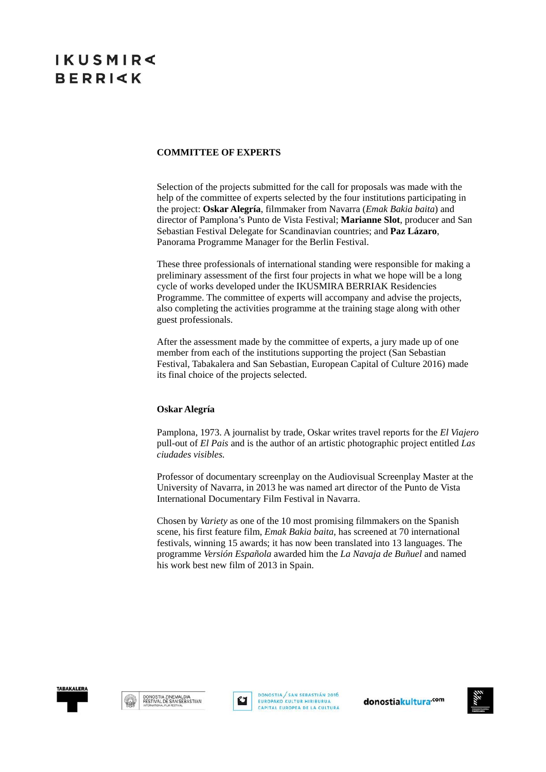## COMMITTEE OF EXPERTS

Selection of the projects submitted for the call for proposals was made with the help of the committee of experts selected by the four institutions participating in the project: **Oskar Alegría**, filmmaker from Navarra (*Emak Bakia baita*) and director of Pamplona's Punto de Vista Festival; **Marianne Slot**, producer and San Sebastian Festival Delegate for Scandinavian countries; and **Paz Lázaro**, Panorama Programme Manager for the Berlin Festival.

These three professionals of international standing were responsible for making a preliminary assessment of the first four projects in what we hope will be a long cycle of works developed under the IKUSMIRA BERRIAK Residencies Programme. The committee of experts will accompany and advise the projects, also completing the activities programme at the training stage along with other guest professionals.

After the assessment made by the committee of experts, a jury made up of one member from each of the institutions supporting the project (San Sebastian Festival, Tabakalera and San Sebastian, European Capital of Culture 2016) made its final choice of the projects selected.

### Oskar Alegría

Pamplona, 1973. A journalist by trade, Oskar writes travel reports for the *El Viajero* pull-out of *El Pais* and is the author of an artistic photographic project entitled *Las ciudades visibles.*

Professor of documentary screenplay on the Audiovisual Screenplay Master at the University of Navarra, in 2013 he was named art director of the Punto de Vista International Documentary Film Festival in Navarra.

Chosen by *Variety* as one of the 10 most promising filmmakers on the Spanish scene, his first feature film, *Emak Bakia baita*, has screened at 70 international festivals, winning 15 awards; it has now been translated into 13 languages. The programme *Versión Española* awarded him the *La Navaja de Buñuel* and named his work best new film of 2013 in Spain.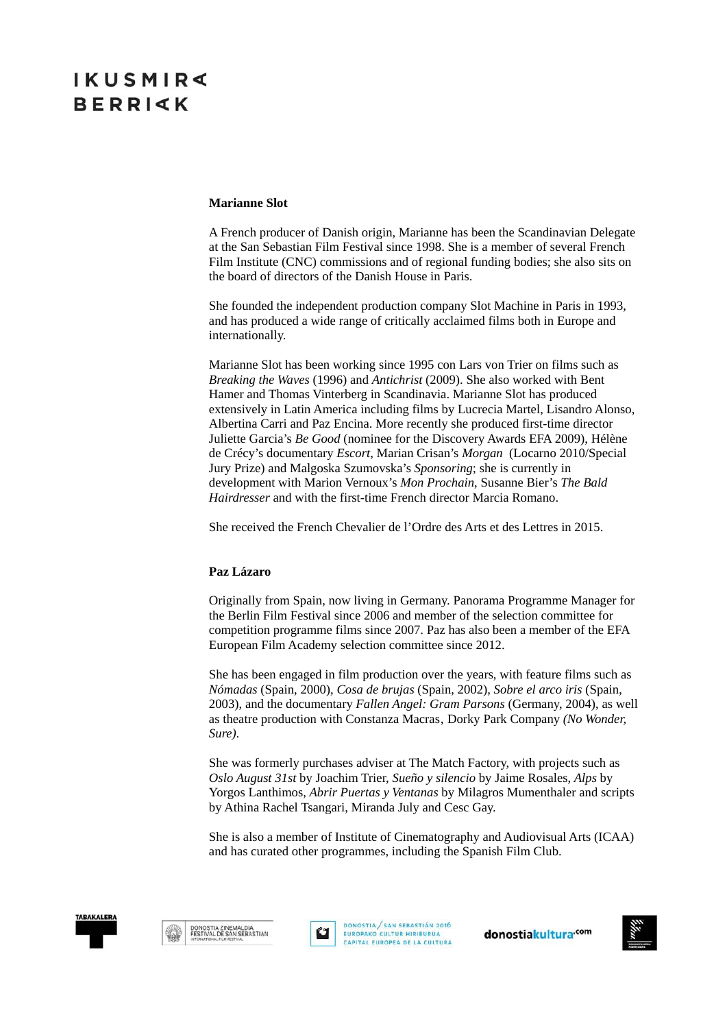### Marianne Slot

A French producer of Danish origin, Marianne has been the Scandinavian Delegate at the San Sebastian Film Festival since 1998. She is a member of several French Film Institute (CNC) commissions and of regional funding bodies; she also sits on the board of directors of the Danish House in Paris.

She founded the independent production company Slot Machine in Paris in 1993, and has produced a wide range of critically acclaimed films both in Europe and internationally.

Marianne Slot has been working since 1995 con Lars von Trier on films such as *Breaking the Waves* (1996) and *Antichrist* (2009). She also worked with Bent Hamer and Thomas Vinterberg in Scandinavia. Marianne Slot has produced extensively in Latin America including films by Lucrecia Martel, Lisandro Alonso, Albertina Carri and Paz Encina. More recently she produced first-time director Juliette Garcia's *Be Good* (nominee for the Discovery Awards EFA 2009), Hélène de Crécy's documentary *Escort*, Marian Crisan's *Morgan* (Locarno 2010/Special Jury Prize) and Malgoska Szumovska's *Sponsoring*; she is currently in development with Marion Vernoux's *Mon Prochain*, Susanne Bier's *The Bald Hairdresser* and with the first-time French director Marcia Romano.

She received the French Chevalier de l'Ordre des Arts et des Lettres in 2015.

### Paz Lázaro

Originally from Spain, now living in Germany. Panorama Programme Manager for the Berlin Film Festival since 2006 and member of the selection committee for competition programme films since 2007. Paz has also been a member of the EFA European Film Academy selection committee since 2012.

She has been engaged in film production over the years, with feature films such as *Nómadas* (Spain, 2000), *Cosa de brujas* (Spain, 2002), *Sobre el arco iris* (Spain, 2003), and the documentary *Fallen Angel: Gram Parsons* (Germany, 2004), as well as theatre production with Constanza Macras, Dorky Park Company *(No Wonder, Sure)*.

She was formerly purchases adviser at The Match Factory, with projects such as *Oslo August 31st* by Joachim Trier, *Sueño y silencio* by Jaime Rosales, *Alps* by Yorgos Lanthimos, *Abrir Puertas y Ventanas* by Milagros Mumenthaler and scripts by Athina Rachel Tsangari, Miranda July and Cesc Gay.

She is also a member of Institute of Cinematography and Audiovisual Arts (ICAA) and has curated other programmes, including the Spanish Film Club.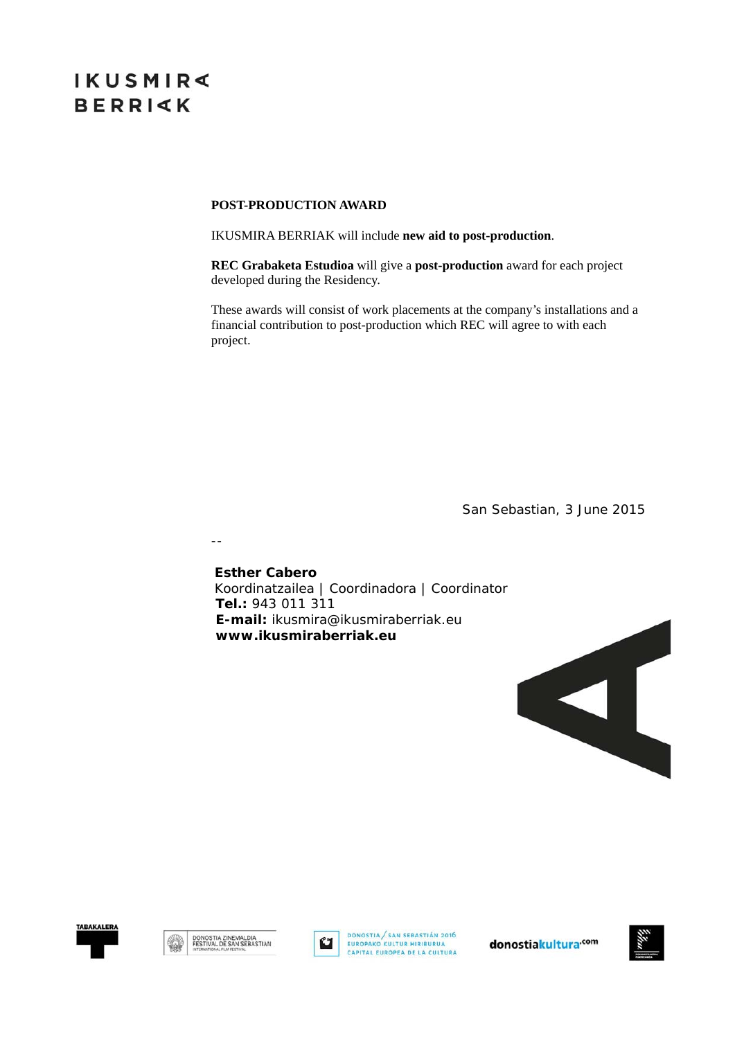IKUSMIRA BERRIAK

**POST-PRODUCTION AWARD**

IKUSMIRA BERRIAK will include **new aid to post-production**.

**REC Grabaketa Estudioa** will give a **post-production** award for each project developed during the Residency.

These awards will consist of work placements at the company's installations and a financial contribution to post-production which REC will agree to with each project.

San Sebastian, 3 June 2015

--

**Esther Cabero**
Koordinatzailea | Coordinadora | Coordinator
**Tel.:** 943 011 311
**E-mail:** ikusmira@ikusmiraberriak.eu
**www.ikusmiraberriak.eu**

TABAKALERA

DONOSTIA ZINEMALDIA
FESTIVAL DE SAN SEBASTIAN
INTERNATIONAL FILM FESTIVAL

DONOSTIA / SAN SEBASTIÁN 2016
EUROPAKO KULTUR HIRIBURUA
CAPITAL EUROPEA DE LA CULTURA

donostiakultura.com